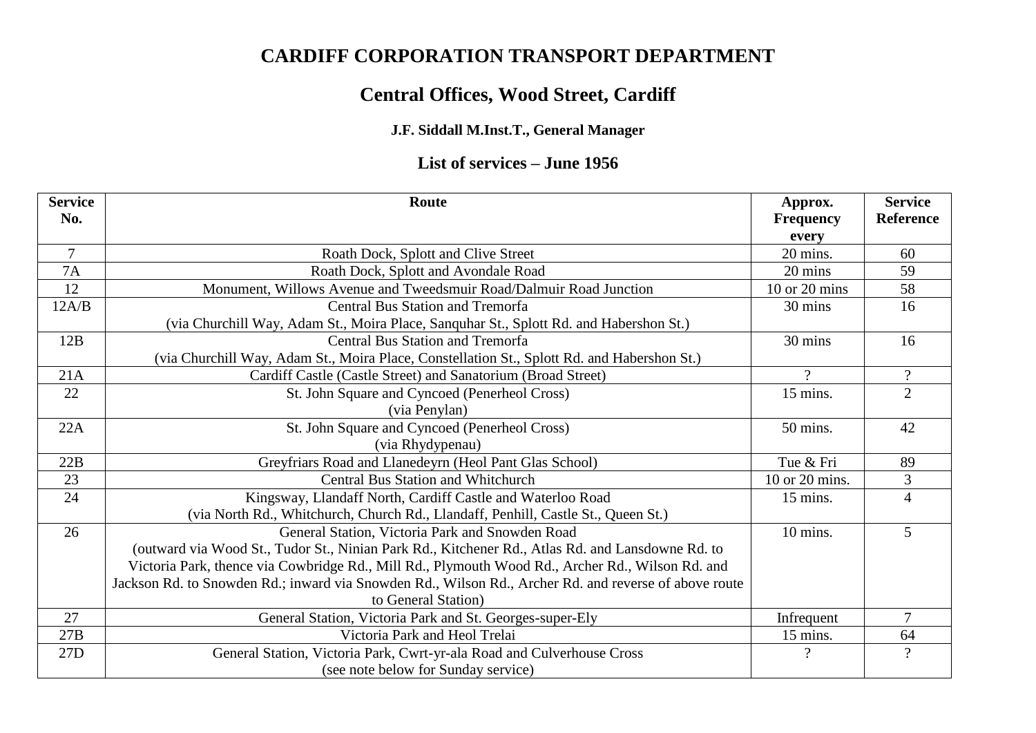# CARDIFF CORPORATION TRANSPORT DEPARTMENT

## Central Offices, Wood Street, Cardiff

### J.F. Siddall M.Inst.T., General Manager

## List of services – June 1956

| Service No. | Route | Approx. Frequency every | Service Reference |
|---|---|---|---|
| 7 | Roath Dock, Splott and Clive Street | 20 mins. | 60 |
| 7A | Roath Dock, Splott and Avondale Road | 20 mins | 59 |
| 12 | Monument, Willows Avenue and Tweedsmuir Road/Dalmuir Road Junction | 10 or 20 mins | 58 |
| 12A/B | Central Bus Station and Tremorfa (via Churchill Way, Adam St., Moira Place, Sanquhar St., Splott Rd. and Habershon St.) | 30 mins | 16 |
| 12B | Central Bus Station and Tremorfa (via Churchill Way, Adam St., Moira Place, Constellation St., Splott Rd. and Habershon St.) | 30 mins | 16 |
| 21A | Cardiff Castle (Castle Street) and Sanatorium (Broad Street) | ? | ? |
| 22 | St. John Square and Cyncoed (Penerheol Cross) (via Penylan) | 15 mins. | 2 |
| 22A | St. John Square and Cyncoed (Penerheol Cross) (via Rhydypenau) | 50 mins. | 42 |
| 22B | Greyfriars Road and Llanedeyrn (Heol Pant Glas School) | Tue & Fri | 89 |
| 23 | Central Bus Station and Whitchurch | 10 or 20 mins. | 3 |
| 24 | Kingsway, Llandaff North, Cardiff Castle and Waterloo Road (via North Rd., Whitchurch, Church Rd., Llandaff, Penhill, Castle St., Queen St.) | 15 mins. | 4 |
| 26 | General Station, Victoria Park and Snowden Road (outward via Wood St., Tudor St., Ninian Park Rd., Kitchener Rd., Atlas Rd. and Lansdowne Rd. to Victoria Park, thence via Cowbridge Rd., Mill Rd., Plymouth Wood Rd., Archer Rd., Wilson Rd. and Jackson Rd. to Snowden Rd.; inward via Snowden Rd., Wilson Rd., Archer Rd. and reverse of above route to General Station) | 10 mins. | 5 |
| 27 | General Station, Victoria Park and St. Georges-super-Ely | Infrequent | 7 |
| 27B | Victoria Park and Heol Trelai | 15 mins. | 64 |
| 27D | General Station, Victoria Park, Cwrt-yr-ala Road and Culverhouse Cross (see note below for Sunday service) | ? | ? |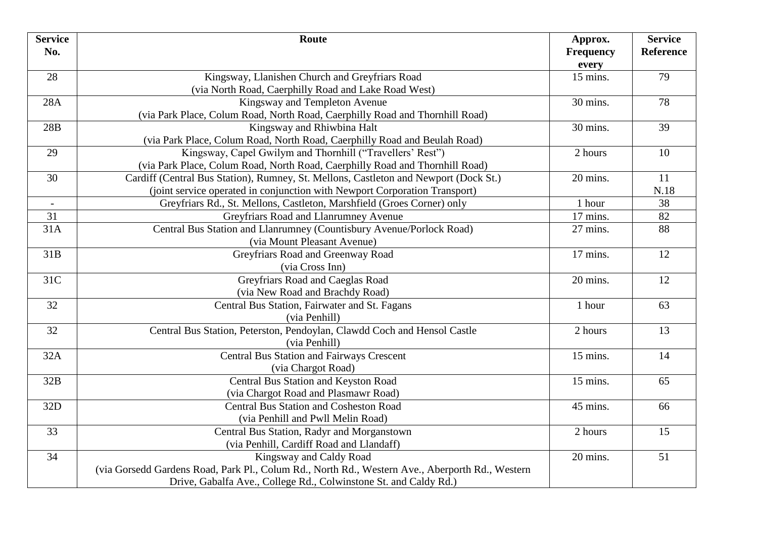| Service No. | Route | Approx. Frequency every | Service Reference |
|---|---|---|---|
| 28 | Kingsway, Llanishen Church and Greyfriars Road (via North Road, Caerphilly Road and Lake Road West) | 15 mins. | 79 |
| 28A | Kingsway and Templeton Avenue (via Park Place, Colum Road, North Road, Caerphilly Road and Thornhill Road) | 30 mins. | 78 |
| 28B | Kingsway and Rhiwbina Halt (via Park Place, Colum Road, North Road, Caerphilly Road and Beulah Road) | 30 mins. | 39 |
| 29 | Kingsway, Capel Gwilym and Thornhill ("Travellers' Rest") (via Park Place, Colum Road, North Road, Caerphilly Road and Thornhill Road) | 2 hours | 10 |
| 30 | Cardiff (Central Bus Station), Rumney, St. Mellons, Castleton and Newport (Dock St.) (joint service operated in conjunction with Newport Corporation Transport) | 20 mins. | 11 N.18 |
| - | Greyfriars Rd., St. Mellons, Castleton, Marshfield (Groes Corner) only | 1 hour | 38 |
| 31 | Greyfriars Road and Llanrumney Avenue | 17 mins. | 82 |
| 31A | Central Bus Station and Llanrumney (Countisbury Avenue/Porlock Road) (via Mount Pleasant Avenue) | 27 mins. | 88 |
| 31B | Greyfriars Road and Greenway Road (via Cross Inn) | 17 mins. | 12 |
| 31C | Greyfriars Road and Caeglas Road (via New Road and Brachdy Road) | 20 mins. | 12 |
| 32 | Central Bus Station, Fairwater and St. Fagans (via Penhill) | 1 hour | 63 |
| 32 | Central Bus Station, Peterston, Pendoylan, Clawdd Coch and Hensol Castle (via Penhill) | 2 hours | 13 |
| 32A | Central Bus Station and Fairways Crescent (via Chargot Road) | 15 mins. | 14 |
| 32B | Central Bus Station and Keyston Road (via Chargot Road and Plasmawr Road) | 15 mins. | 65 |
| 32D | Central Bus Station and Cosheston Road (via Penhill and Pwll Melin Road) | 45 mins. | 66 |
| 33 | Central Bus Station, Radyr and Morganstown (via Penhill, Cardiff Road and Llandaff) | 2 hours | 15 |
| 34 | Kingsway and Caldy Road (via Gorsedd Gardens Road, Park Pl., Colum Rd., North Rd., Western Ave., Aberporth Rd., Western Drive, Gabalfa Ave., College Rd., Colwinstone St. and Caldy Rd.) | 20 mins. | 51 |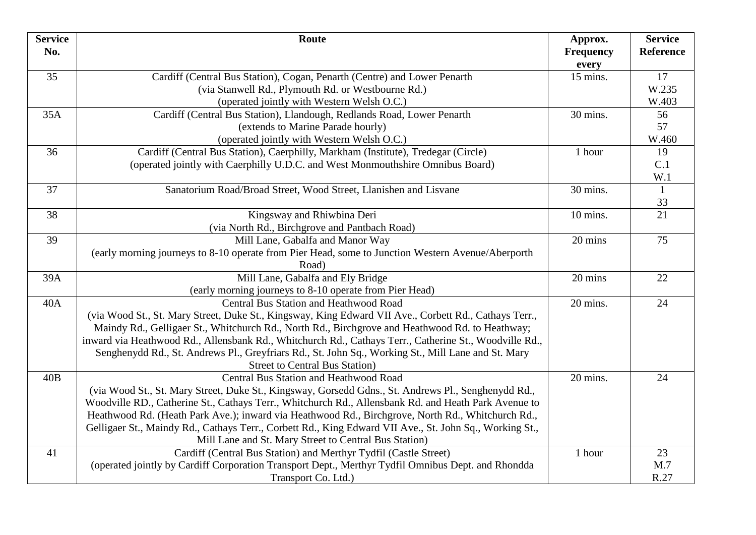| Service No. | Route | Approx. Frequency every | Service Reference |
|---|---|---|---|
| 35 | Cardiff (Central Bus Station), Cogan, Penarth (Centre) and Lower Penarth<br>(via Stanwell Rd., Plymouth Rd. or Westbourne Rd.)<br>(operated jointly with Western Welsh O.C.) | 15 mins. | 17<br>W.235<br>W.403 |
| 35A | Cardiff (Central Bus Station), Llandough, Redlands Road, Lower Penarth<br>(extends to Marine Parade hourly)<br>(operated jointly with Western Welsh O.C.) | 30 mins. | 56<br>57<br>W.460 |
| 36 | Cardiff (Central Bus Station), Caerphilly, Markham (Institute), Tredegar (Circle)<br>(operated jointly with Caerphilly U.D.C. and West Monmouthshire Omnibus Board) | 1 hour | 19<br>C.1<br>W.1 |
| 37 | Sanatorium Road/Broad Street, Wood Street, Llanishen and Lisvane | 30 mins. | 1<br>33 |
| 38 | Kingsway and Rhiwbina Deri<br>(via North Rd., Birchgrove and Pantbach Road) | 10 mins. | 21 |
| 39 | Mill Lane, Gabalfa and Manor Way<br>(early morning journeys to 8-10 operate from Pier Head, some to Junction Western Avenue/Aberporth Road) | 20 mins | 75 |
| 39A | Mill Lane, Gabalfa and Ely Bridge<br>(early morning journeys to 8-10 operate from Pier Head) | 20 mins | 22 |
| 40A | Central Bus Station and Heathwood Road<br>(via Wood St., St. Mary Street, Duke St., Kingsway, King Edward VII Ave., Corbett Rd., Cathays Terr., Maindy Rd., Gelligaer St., Whitchurch Rd., North Rd., Birchgrove and Heathwood Rd. to Heathway; inward via Heathwood Rd., Allensbank Rd., Whitchurch Rd., Cathays Terr., Catherine St., Woodville Rd., Senghenydd Rd., St. Andrews Pl., Greyfriars Rd., St. John Sq., Working St., Mill Lane and St. Mary Street to Central Bus Station) | 20 mins. | 24 |
| 40B | Central Bus Station and Heathwood Road<br>(via Wood St., St. Mary Street, Duke St., Kingsway, Gorsedd Gdns., St. Andrews Pl., Senghenydd Rd., Woodville RD., Catherine St., Cathays Terr., Whitchurch Rd., Allensbank Rd. and Heath Park Avenue to Heathwood Rd. (Heath Park Ave.); inward via Heathwood Rd., Birchgrove, North Rd., Whitchurch Rd., Gelligaer St., Maindy Rd., Cathays Terr., Corbett Rd., King Edward VII Ave., St. John Sq., Working St., Mill Lane and St. Mary Street to Central Bus Station) | 20 mins. | 24 |
| 41 | Cardiff (Central Bus Station) and Merthyr Tydfil (Castle Street)<br>(operated jointly by Cardiff Corporation Transport Dept., Merthyr Tydfil Omnibus Dept. and Rhondda Transport Co. Ltd.) | 1 hour | 23<br>M.7<br>R.27 |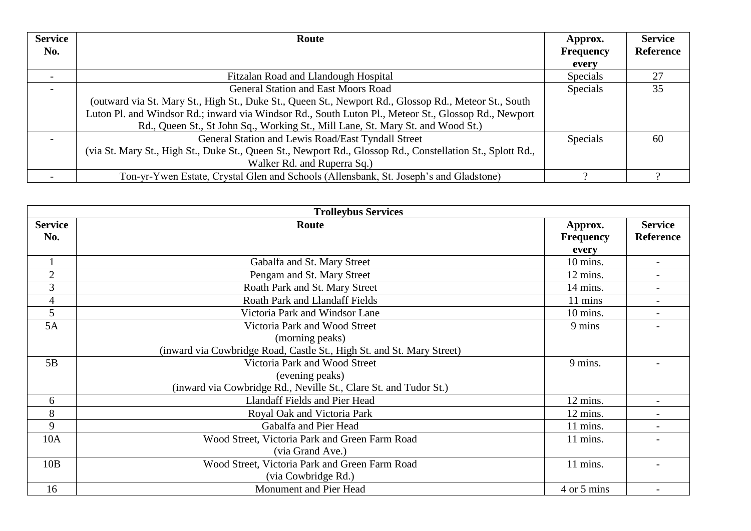| Service No. | Route | Approx. Frequency every | Service Reference |
| --- | --- | --- | --- |
| - | Fitzalan Road and Llandough Hospital | Specials | 27 |
| - | General Station and East Moors Road (outward via St. Mary St., High St., Duke St., Queen St., Newport Rd., Glossop Rd., Meteor St., South Luton Pl. and Windsor Rd.; inward via Windsor Rd., South Luton Pl., Meteor St., Glossop Rd., Newport Rd., Queen St., St John Sq., Working St., Mill Lane, St. Mary St. and Wood St.) | Specials | 35 |
| - | General Station and Lewis Road/East Tyndall Street (via St. Mary St., High St., Duke St., Queen St., Newport Rd., Glossop Rd., Constellation St., Splott Rd., Walker Rd. and Ruperra Sq.) | Specials | 60 |
| - | Ton-yr-Ywen Estate, Crystal Glen and Schools (Allensbank, St. Joseph's and Gladstone) | ? | ? |

| **Trolleybus Services** | | | |
| --- | --- | --- | --- |
| **Service No.** | **Route** | **Approx. Frequency every** | **Service Reference** |
| 1 | Gabalfa and St. Mary Street | 10 mins. | - |
| 2 | Pengam and St. Mary Street | 12 mins. | - |
| 3 | Roath Park and St. Mary Street | 14 mins. | - |
| 4 | Roath Park and Llandaff Fields | 11 mins | - |
| 5 | Victoria Park and Windsor Lane | 10 mins. | - |
| 5A | Victoria Park and Wood Street (morning peaks) (inward via Cowbridge Road, Castle St., High St. and St. Mary Street) | 9 mins | - |
| 5B | Victoria Park and Wood Street (evening peaks) (inward via Cowbridge Rd., Neville St., Clare St. and Tudor St.) | 9 mins. | - |
| 6 | Llandaff Fields and Pier Head | 12 mins. | - |
| 8 | Royal Oak and Victoria Park | 12 mins. | - |
| 9 | Gabalfa and Pier Head | 11 mins. | - |
| 10A | Wood Street, Victoria Park and Green Farm Road (via Grand Ave.) | 11 mins. | - |
| 10B | Wood Street, Victoria Park and Green Farm Road (via Cowbridge Rd.) | 11 mins. | - |
| 16 | Monument and Pier Head | 4 or 5 mins | - |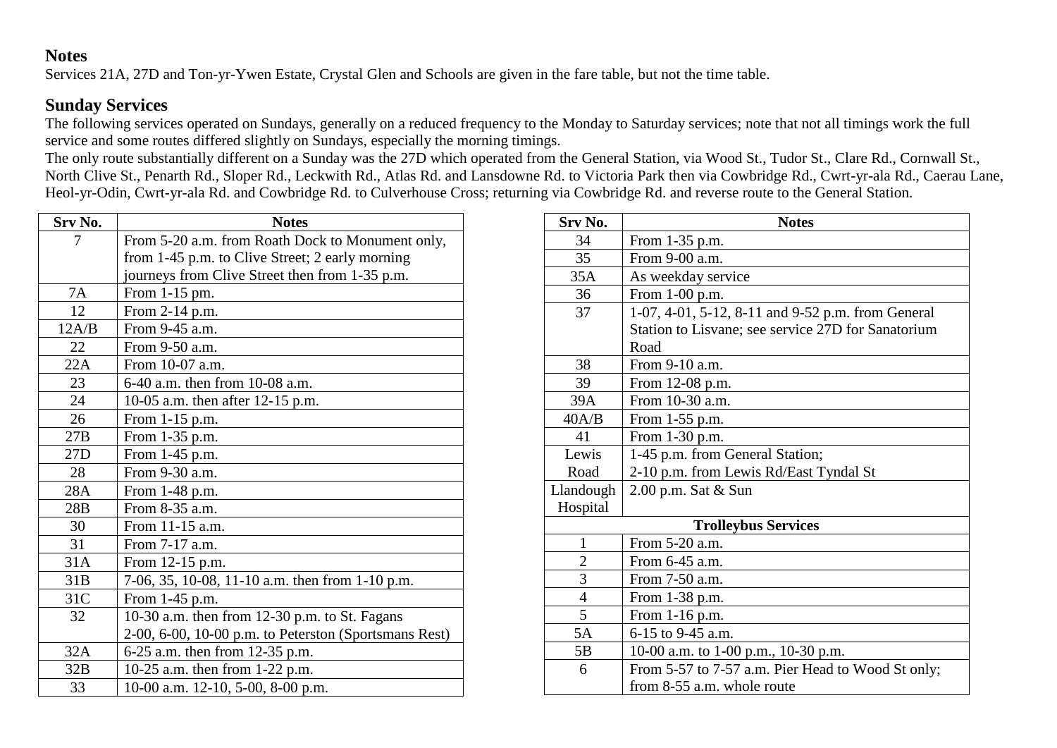## Notes

Services 21A, 27D and Ton-yr-Ywen Estate, Crystal Glen and Schools are given in the fare table, but not the time table.

## Sunday Services

The following services operated on Sundays, generally on a reduced frequency to the Monday to Saturday services; note that not all timings work the full service and some routes differed slightly on Sundays, especially the morning timings.

The only route substantially different on a Sunday was the 27D which operated from the General Station, via Wood St., Tudor St., Clare Rd., Cornwall St., North Clive St., Penarth Rd., Sloper Rd., Leckwith Rd., Atlas Rd. and Lansdowne Rd. to Victoria Park then via Cowbridge Rd., Cwrt-yr-ala Rd., Caerau Lane, Heol-yr-Odin, Cwrt-yr-ala Rd. and Cowbridge Rd. to Culverhouse Cross; returning via Cowbridge Rd. and reverse route to the General Station.

| Srv No. | Notes |
|---|---|
| 7 | From 5-20 a.m. from Roath Dock to Monument only, from 1-45 p.m. to Clive Street; 2 early morning journeys from Clive Street then from 1-35 p.m. |
| 7A | From 1-15 pm. |
| 12 | From 2-14 p.m. |
| 12A/B | From 9-45 a.m. |
| 22 | From 9-50 a.m. |
| 22A | From 10-07 a.m. |
| 23 | 6-40 a.m. then from 10-08 a.m. |
| 24 | 10-05 a.m. then after 12-15 p.m. |
| 26 | From 1-15 p.m. |
| 27B | From 1-35 p.m. |
| 27D | From 1-45 p.m. |
| 28 | From 9-30 a.m. |
| 28A | From 1-48 p.m. |
| 28B | From 8-35 a.m. |
| 30 | From 11-15 a.m. |
| 31 | From 7-17 a.m. |
| 31A | From 12-15 p.m. |
| 31B | 7-06, 35, 10-08, 11-10 a.m. then from 1-10 p.m. |
| 31C | From 1-45 p.m. |
| 32 | 10-30 a.m. then from 12-30 p.m. to St. Fagans 2-00, 6-00, 10-00 p.m. to Peterston (Sportsmans Rest) |
| 32A | 6-25 a.m. then from 12-35 p.m. |
| 32B | 10-25 a.m. then from 1-22 p.m. |
| 33 | 10-00 a.m. 12-10, 5-00, 8-00 p.m. |

| Srv No. | Notes |
|---|---|
| 34 | From 1-35 p.m. |
| 35 | From 9-00 a.m. |
| 35A | As weekday service |
| 36 | From 1-00 p.m. |
| 37 | 1-07, 4-01, 5-12, 8-11 and 9-52 p.m. from General Station to Lisvane; see service 27D for Sanatorium Road |
| 38 | From 9-10 a.m. |
| 39 | From 12-08 p.m. |
| 39A | From 10-30 a.m. |
| 40A/B | From 1-55 p.m. |
| 41 | From 1-30 p.m. |
| Lewis Road | 1-45 p.m. from General Station; 2-10 p.m. from Lewis Rd/East Tyndal St |
| Llandough Hospital | 2.00 p.m. Sat & Sun |
| **Trolleybus Services** | |
| 1 | From 5-20 a.m. |
| 2 | From 6-45 a.m. |
| 3 | From 7-50 a.m. |
| 4 | From 1-38 p.m. |
| 5 | From 1-16 p.m. |
| 5A | 6-15 to 9-45 a.m. |
| 5B | 10-00 a.m. to 1-00 p.m., 10-30 p.m. |
| 6 | From 5-57 to 7-57 a.m. Pier Head to Wood St only; from 8-55 a.m. whole route |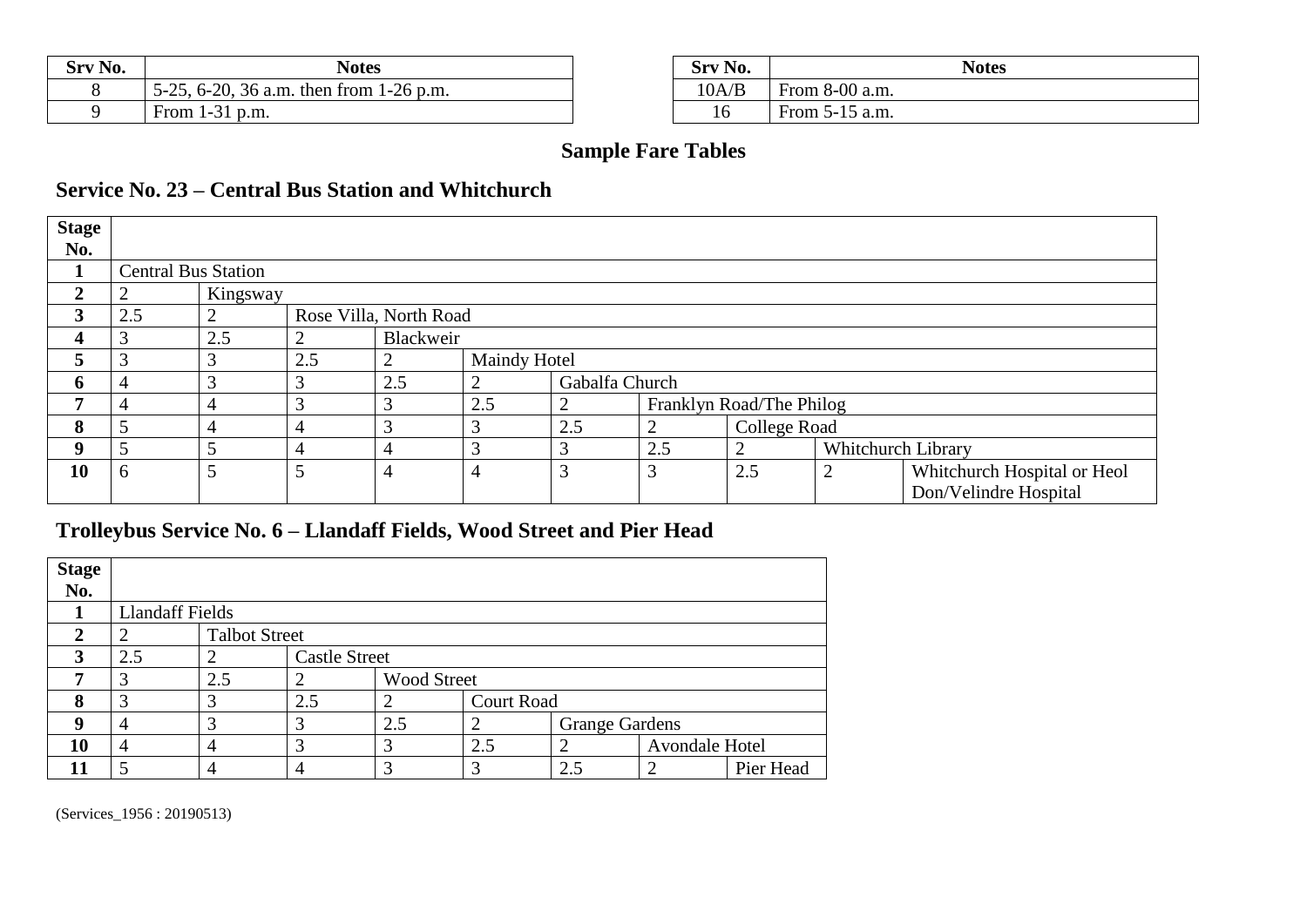| Srv No. | Notes |
|---|---|
| 8 | 5-25, 6-20, 36 a.m. then from 1-26 p.m. |
| 9 | From 1-31 p.m. |

| Srv No. | Notes |
|---|---|
| 10A/B | From 8-00 a.m. |
| 16 | From 5-15 a.m. |

## Sample Fare Tables

### Service No. 23 – Central Bus Station and Whitchurch

| Stage No. | | | | | | | | | | |
|---|---|---|---|---|---|---|---|---|---|---|
| **1** | Central Bus Station | | | | | | | | | |
| **2** | 2 | Kingsway | | | | | | | | |
| **3** | 2.5 | 2 | Rose Villa, North Road | | | | | | | |
| **4** | 3 | 2.5 | 2 | Blackweir | | | | | | |
| **5** | 3 | 3 | 2.5 | 2 | Maindy Hotel | | | | | |
| **6** | 4 | 3 | 3 | 2.5 | 2 | Gabalfa Church | | | | |
| **7** | 4 | 4 | 3 | 3 | 2.5 | 2 | Franklyn Road/The Philog | | | |
| **8** | 5 | 4 | 4 | 3 | 3 | 2.5 | 2 | College Road | | |
| **9** | 5 | 5 | 4 | 4 | 3 | 3 | 2.5 | 2 | Whitchurch Library | |
| **10** | 6 | 5 | 5 | 4 | 4 | 3 | 3 | 2.5 | 2 | Whitchurch Hospital or Heol Don/Velindre Hospital |

### Trolleybus Service No. 6 – Llandaff Fields, Wood Street and Pier Head

| Stage No. | | | | | | | | |
|---|---|---|---|---|---|---|---|---|
| **1** | Llandaff Fields | | | | | | | |
| **2** | 2 | Talbot Street | | | | | | |
| **3** | 2.5 | 2 | Castle Street | | | | | |
| **7** | 3 | 2.5 | 2 | Wood Street | | | | |
| **8** | 3 | 3 | 2.5 | 2 | Court Road | | | |
| **9** | 4 | 3 | 3 | 2.5 | 2 | Grange Gardens | | |
| **10** | 4 | 4 | 3 | 3 | 2.5 | 2 | Avondale Hotel | |
| **11** | 5 | 4 | 4 | 3 | 3 | 2.5 | 2 | Pier Head |

(Services_1956 : 20190513)